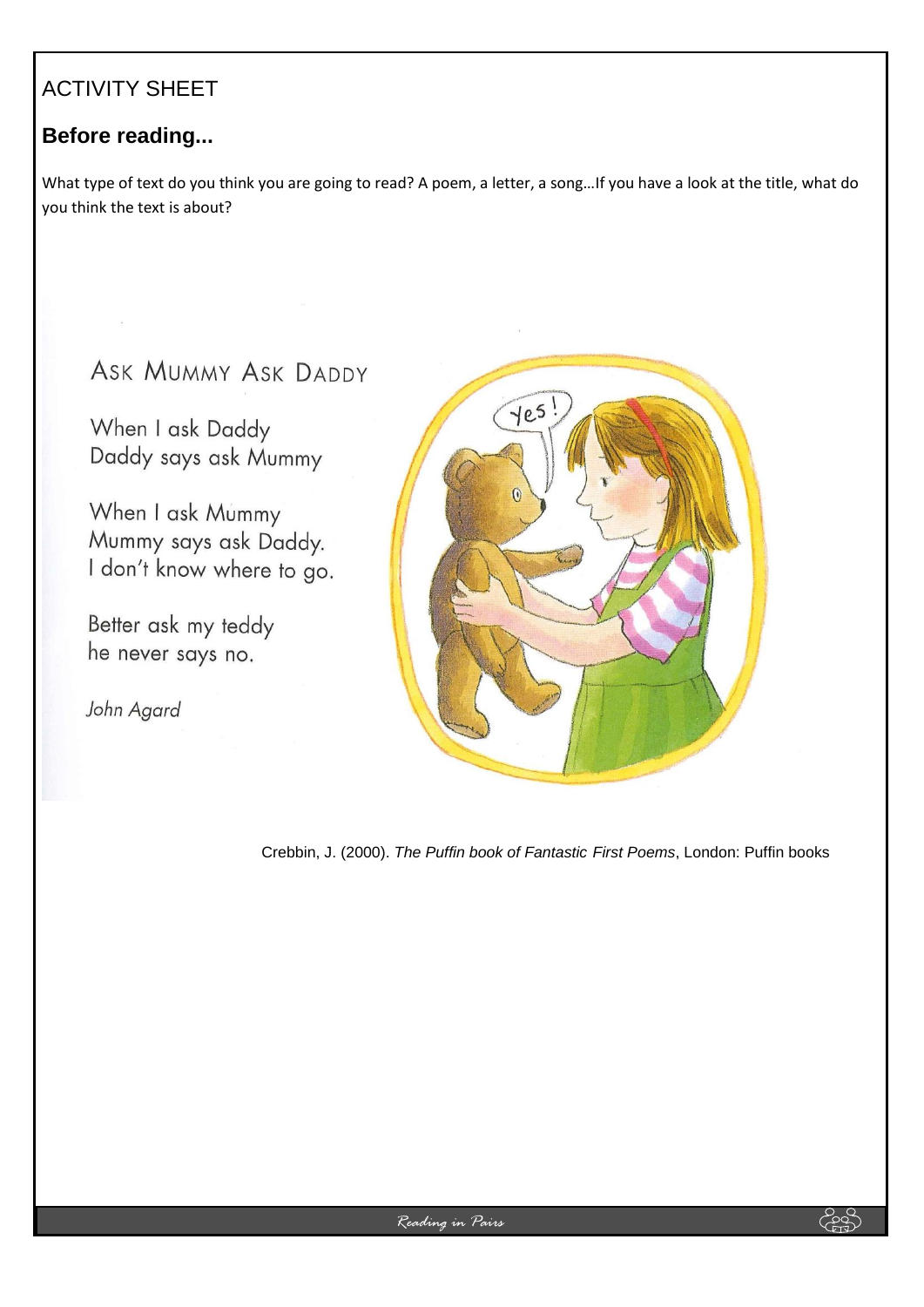# ACTIVITY SHEET

## Before reading...

What type of text do you think you are going to read? A poem, a letter, a song…If you have a look at the title, what do you think the text is about?

### ASK MUMMY ASK DADDY

When I ask Daddy
Daddy says ask Mummy

When I ask Mummy
Mummy says ask Daddy.
I don't know where to go.

Better ask my teddy
he never says no.

*John Agard*

Crebbin, J. (2000). *The Puffin book of Fantastic First Poems*, London: Puffin books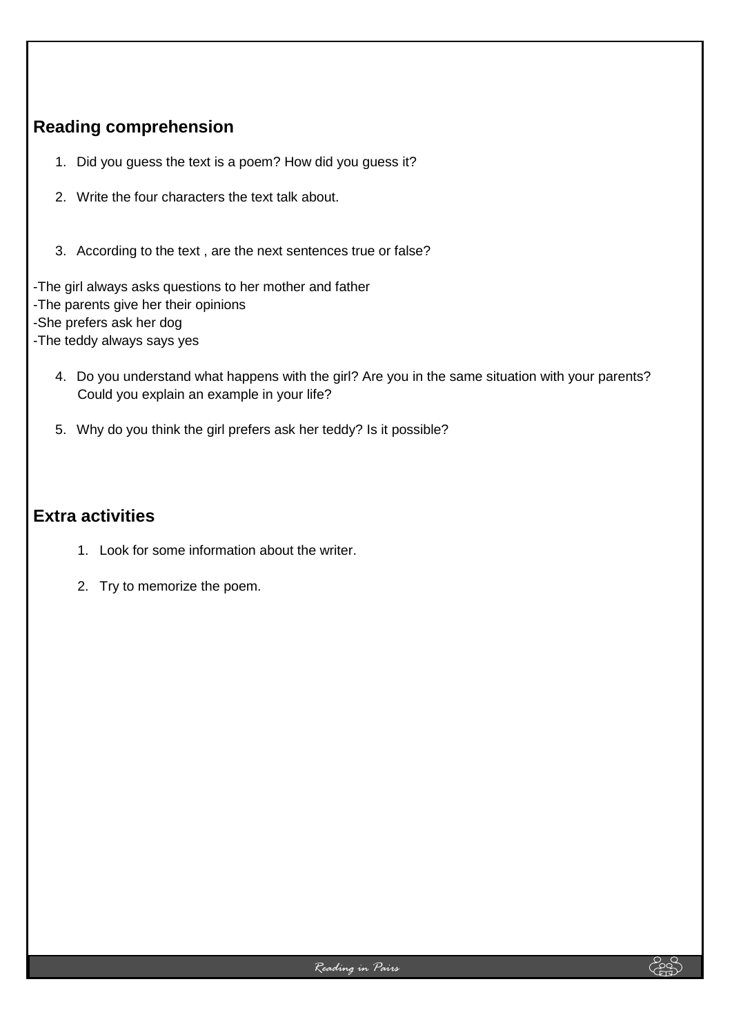## Reading comprehension

1. Did you guess the text is a poem? How did you guess it?

2. Write the four characters the text talk about.

3. According to the text , are the next sentences true or false?

-The girl always asks questions to her mother and father
-The parents give her their opinions
-She prefers ask her dog
-The teddy always says yes

4. Do you understand what happens with the girl? Are you in the same situation with your parents? Could you explain an example in your life?

5. Why do you think the girl prefers ask her teddy? Is it possible?

## Extra activities

1. Look for some information about the writer.

2. Try to memorize the poem.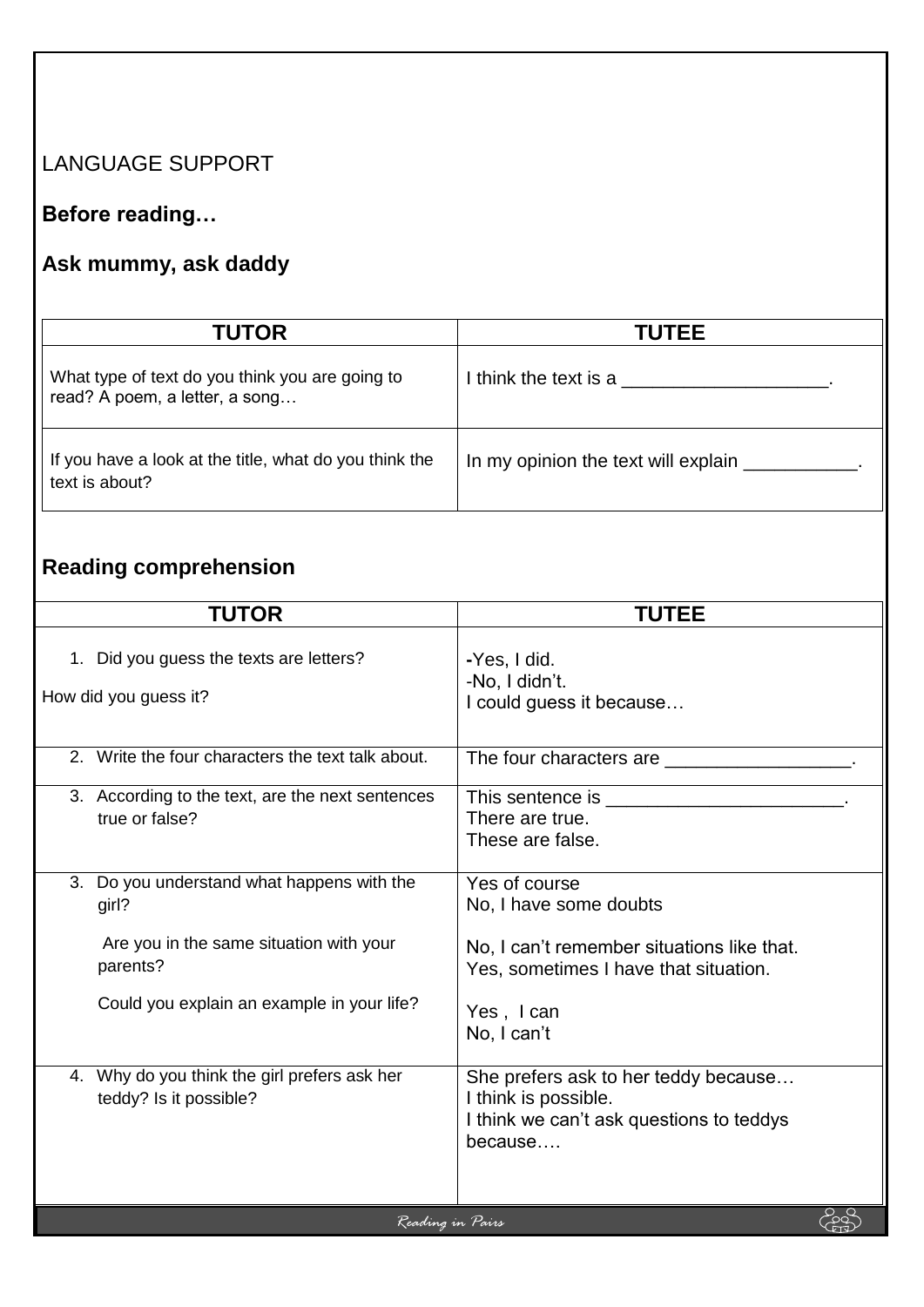LANGUAGE SUPPORT

## Before reading…

## Ask mummy, ask daddy

| TUTOR | TUTEE |
| --- | --- |
| What type of text do you think you are going to read? A poem, a letter, a song… | I think the text is a ____________________. |
| If you have a look at the title, what do you think the text is about? | In my opinion the text will explain ___________. |

## Reading comprehension

| TUTOR | TUTEE |
| --- | --- |
| 1. Did you guess the texts are letters?<br>How did you guess it? | -Yes, I did.<br>-No, I didn't.<br>I could guess it because… |
| 2. Write the four characters the text talk about. | The four characters are __________________. |
| 3. According to the text, are the next sentences true or false? | This sentence is _______________________.<br>There are true.<br>These are false. |
| 3. Do you understand what happens with the girl?<br>Are you in the same situation with your parents?<br>Could you explain an example in your life? | Yes of course<br>No, I have some doubts<br>No, I can't remember situations like that.<br>Yes, sometimes I have that situation.<br>Yes , I can<br>No, I can't |
| 4. Why do you think the girl prefers ask her teddy? Is it possible? | She prefers ask to her teddy because…<br>I think is possible.<br>I think we can't ask questions to teddys because…. |